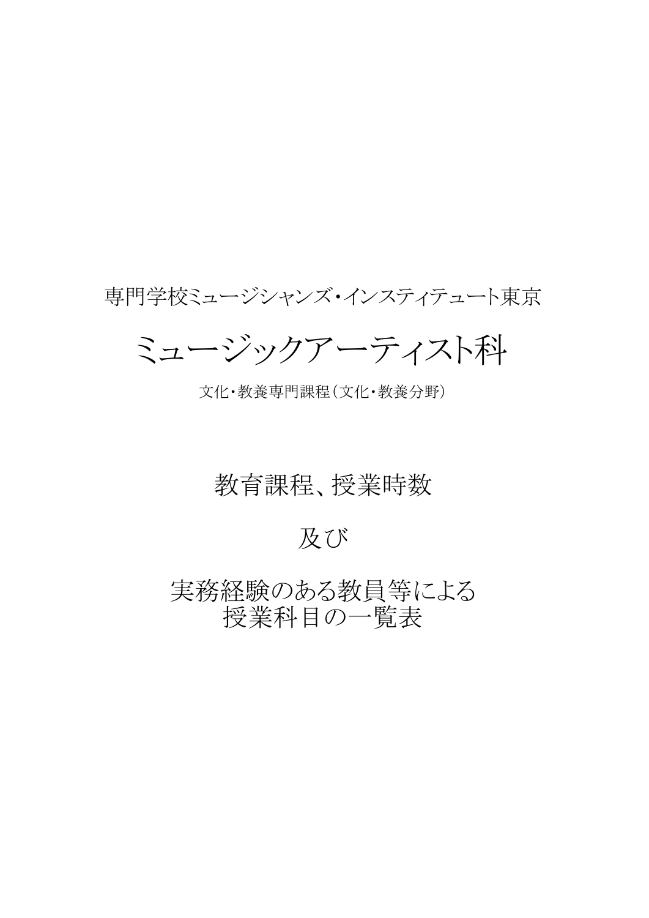専門学校ミュージシャンズ・インスティテュート東京

# ミュージックアーティスト科

文化・教養専門課程（文化・教養分野）

## 教育課程、授業時数

## 及び

## 実務経験のある教員等による
## 授業科目の一覧表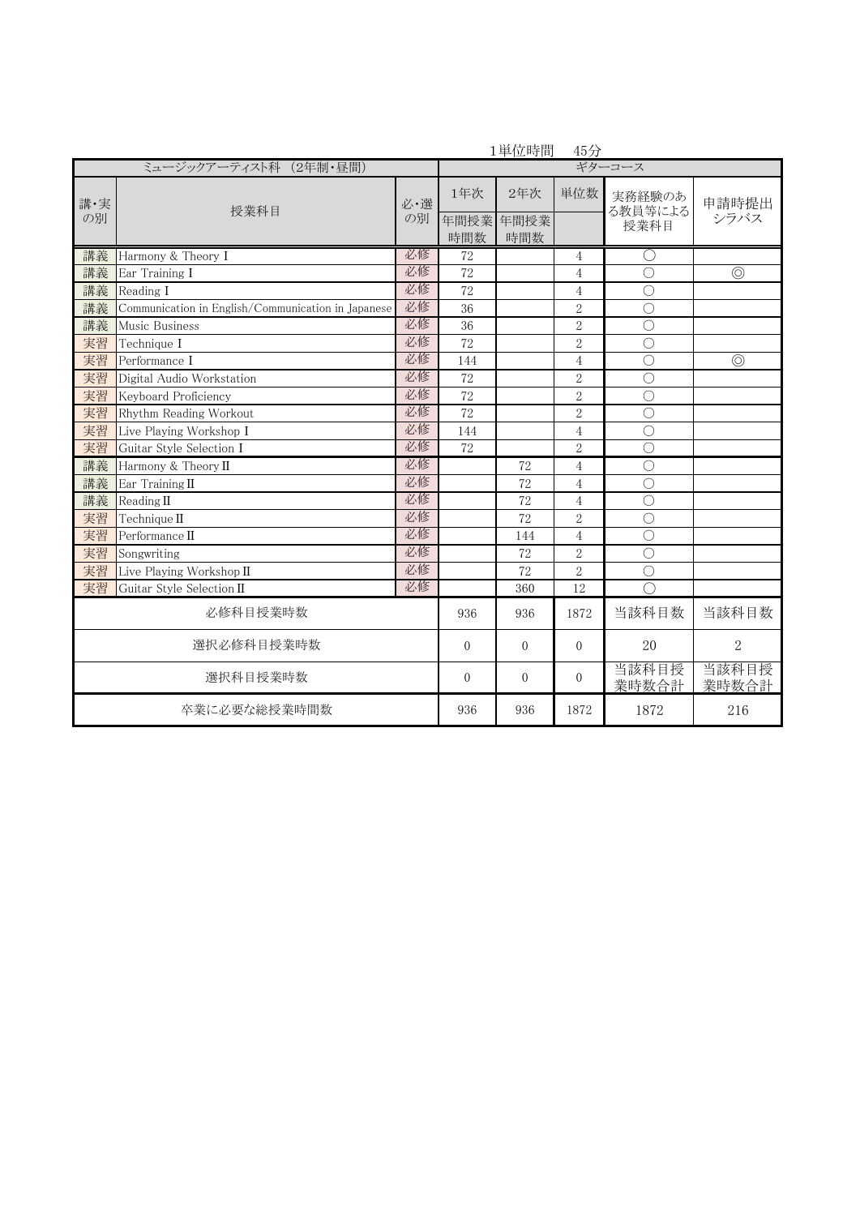1単位時間　45分

| ミュージックアーティスト科（2年制・昼間） | | | ギターコース | | | | |
|---|---|---|---|---|---|---|---|
| 講・実の別 | 授業科目 | 必・選の別 | 1年次 | 2年次 | 単位数 | 実務経験のある教員等による授業科目 | 申請時提出シラバス |
| | | | 年間授業時間数 | 年間授業時間数 | | | |
| 講義 | Harmony & Theory I | 必修 | 72 | | 4 | ○ | |
| 講義 | Ear Training I | 必修 | 72 | | 4 | ○ | ◎ |
| 講義 | Reading I | 必修 | 72 | | 4 | ○ | |
| 講義 | Communication in English/Communication in Japanese | 必修 | 36 | | 2 | ○ | |
| 講義 | Music Business | 必修 | 36 | | 2 | ○ | |
| 実習 | Technique I | 必修 | 72 | | 2 | ○ | |
| 実習 | Performance I | 必修 | 144 | | 4 | ○ | ◎ |
| 実習 | Digital Audio Workstation | 必修 | 72 | | 2 | ○ | |
| 実習 | Keyboard Proficiency | 必修 | 72 | | 2 | ○ | |
| 実習 | Rhythm Reading Workout | 必修 | 72 | | 2 | ○ | |
| 実習 | Live Playing Workshop I | 必修 | 144 | | 4 | ○ | |
| 実習 | Guitar Style Selection I | 必修 | 72 | | 2 | ○ | |
| 講義 | Harmony & Theory II | 必修 | | 72 | 4 | ○ | |
| 講義 | Ear Training II | 必修 | | 72 | 4 | ○ | |
| 講義 | Reading II | 必修 | | 72 | 4 | ○ | |
| 実習 | Technique II | 必修 | | 72 | 2 | ○ | |
| 実習 | Performance II | 必修 | | 144 | 4 | ○ | |
| 実習 | Songwriting | 必修 | | 72 | 2 | ○ | |
| 実習 | Live Playing Workshop II | 必修 | | 72 | 2 | ○ | |
| 実習 | Guitar Style Selection II | 必修 | | 360 | 12 | ○ | |
| 必修科目授業時数 | | | 936 | 936 | 1872 | 当該科目数 | 当該科目数 |
| 選択必修科目授業時数 | | | 0 | 0 | 0 | 20 | 2 |
| 選択科目授業時数 | | | 0 | 0 | 0 | 当該科目授業時数合計 | 当該科目授業時数合計 |
| 卒業に必要な総授業時間数 | | | 936 | 936 | 1872 | 1872 | 216 |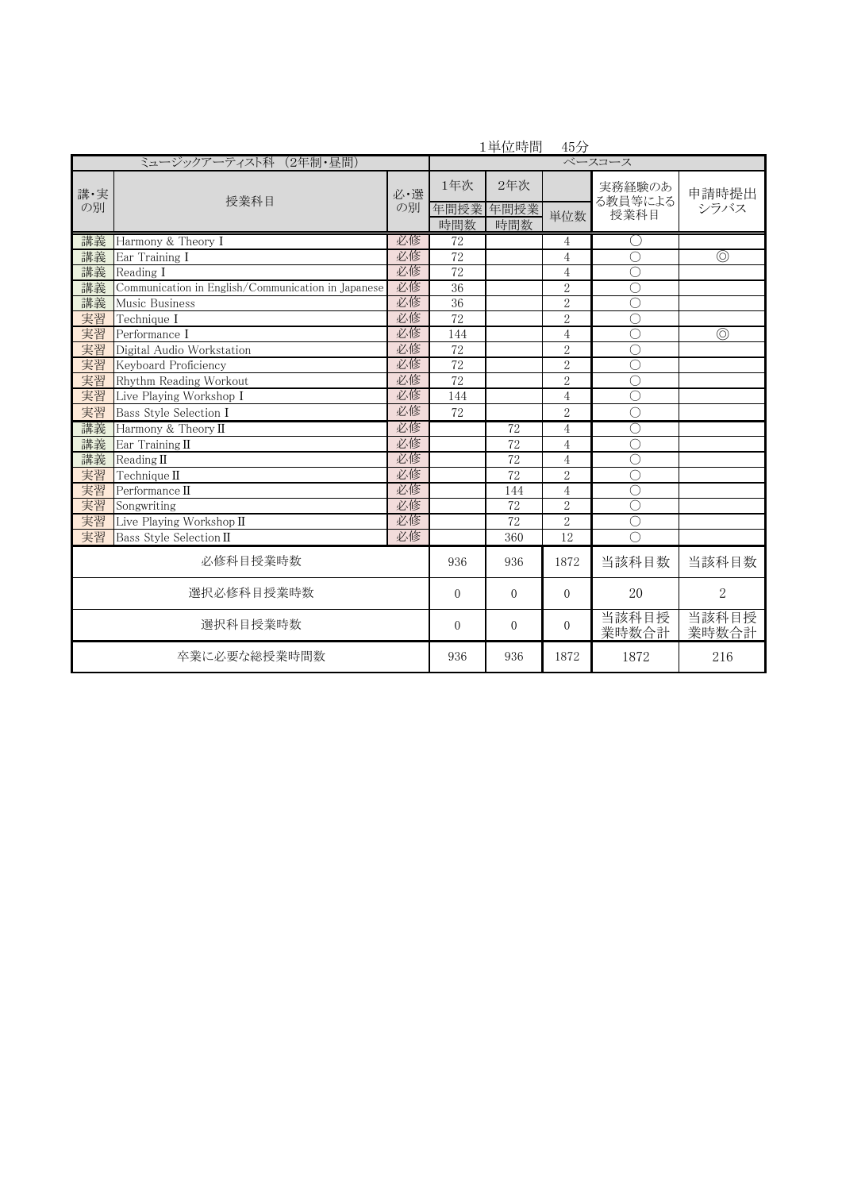1単位時間　45分

| ミュージックアーティスト科（2年制・昼間） | | | ベースコース | | | | |
|---|---|---|---|---|---|---|---|
| 講・実の別 | 授業科目 | 必・選の別 | 1年次 年間授業時間数 | 2年次 年間授業時間数 | 単位数 | 実務経験のある教員等による授業科目 | 申請時提出シラバス |
| 講義 | Harmony & Theory Ⅰ | 必修 | 72 | | 4 | ○ | |
| 講義 | Ear Training Ⅰ | 必修 | 72 | | 4 | ○ | ◎ |
| 講義 | Reading Ⅰ | 必修 | 72 | | 4 | ○ | |
| 講義 | Communication in English/Communication in Japanese | 必修 | 36 | | 2 | ○ | |
| 講義 | Music Business | 必修 | 36 | | 2 | ○ | |
| 実習 | Technique Ⅰ | 必修 | 72 | | 2 | ○ | |
| 実習 | Performance Ⅰ | 必修 | 144 | | 4 | ○ | ◎ |
| 実習 | Digital Audio Workstation | 必修 | 72 | | 2 | ○ | |
| 実習 | Keyboard Proficiency | 必修 | 72 | | 2 | ○ | |
| 実習 | Rhythm Reading Workout | 必修 | 72 | | 2 | ○ | |
| 実習 | Live Playing Workshop Ⅰ | 必修 | 144 | | 4 | ○ | |
| 実習 | Bass Style Selection Ⅰ | 必修 | 72 | | 2 | ○ | |
| 講義 | Harmony & Theory Ⅱ | 必修 | | 72 | 4 | ○ | |
| 講義 | Ear Training Ⅱ | 必修 | | 72 | 4 | ○ | |
| 講義 | Reading Ⅱ | 必修 | | 72 | 4 | ○ | |
| 実習 | Technique Ⅱ | 必修 | | 72 | 2 | ○ | |
| 実習 | Performance Ⅱ | 必修 | | 144 | 4 | ○ | |
| 実習 | Songwriting | 必修 | | 72 | 2 | ○ | |
| 実習 | Live Playing Workshop Ⅱ | 必修 | | 72 | 2 | ○ | |
| 実習 | Bass Style Selection Ⅱ | 必修 | | 360 | 12 | ○ | |
| 必修科目授業時数 | | | 936 | 936 | 1872 | 当該科目数 | 当該科目数 |
| 選択必修科目授業時数 | | | 0 | 0 | 0 | 20 | 2 |
| 選択科目授業時数 | | | 0 | 0 | 0 | 当該科目授業時数合計 | 当該科目授業時数合計 |
| 卒業に必要な総授業時間数 | | | 936 | 936 | 1872 | 1872 | 216 |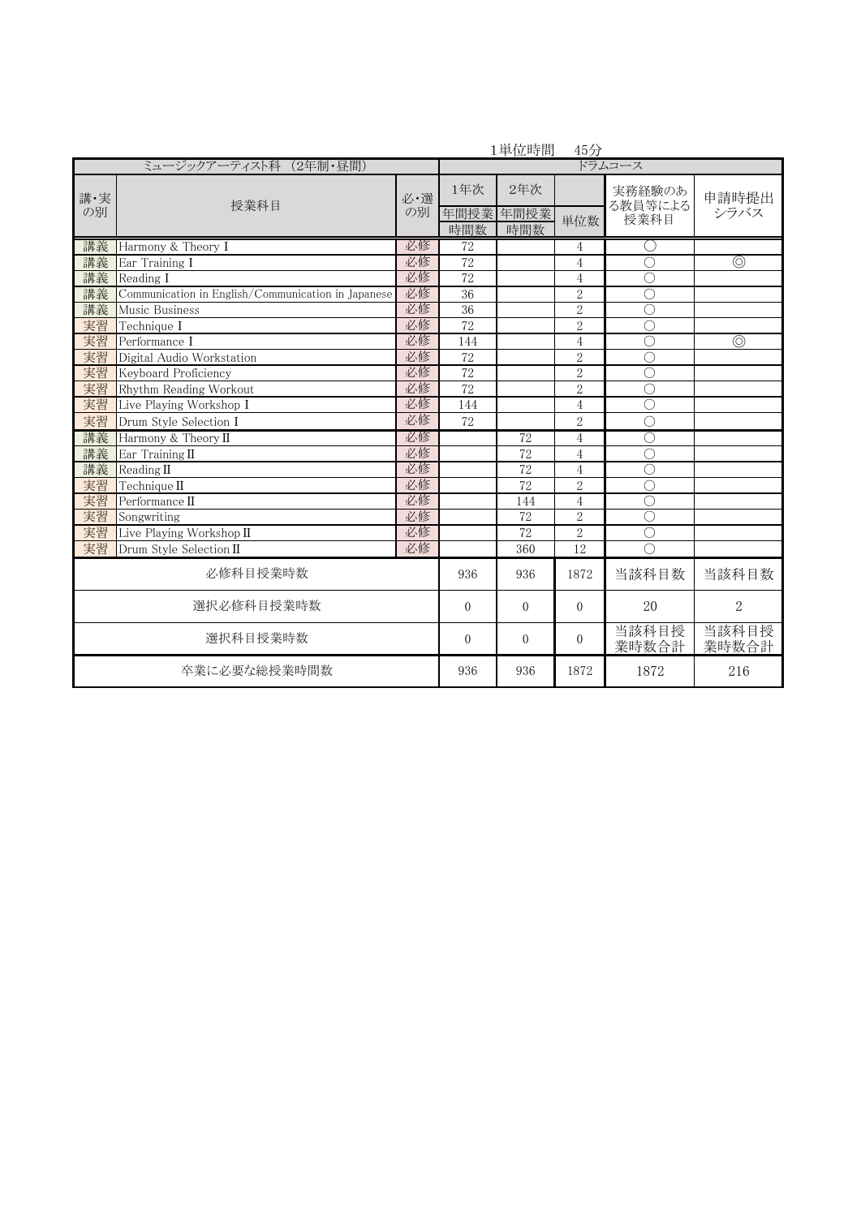1単位時間　45分

| ミュージックアーティスト科（2年制・昼間） | | | ドラムコース | | | | |
|---|---|---|---|---|---|---|---|
| 講・実の別 | 授業科目 | 必・選の別 | 1年次 年間授業時間数 | 2年次 年間授業時間数 | 単位数 | 実務経験のある教員等による授業科目 | 申請時提出シラバス |
| 講義 | Harmony & Theory I | 必修 | 72 | | 4 | ○ | |
| 講義 | Ear Training I | 必修 | 72 | | 4 | ○ | ◎ |
| 講義 | Reading I | 必修 | 72 | | 4 | ○ | |
| 講義 | Communication in English/Communication in Japanese | 必修 | 36 | | 2 | ○ | |
| 講義 | Music Business | 必修 | 36 | | 2 | ○ | |
| 実習 | Technique I | 必修 | 72 | | 2 | ○ | |
| 実習 | Performance I | 必修 | 144 | | 4 | ○ | ◎ |
| 実習 | Digital Audio Workstation | 必修 | 72 | | 2 | ○ | |
| 実習 | Keyboard Proficiency | 必修 | 72 | | 2 | ○ | |
| 実習 | Rhythm Reading Workout | 必修 | 72 | | 2 | ○ | |
| 実習 | Live Playing Workshop I | 必修 | 144 | | 4 | ○ | |
| 実習 | Drum Style Selection I | 必修 | 72 | | 2 | ○ | |
| 講義 | Harmony & Theory II | 必修 | | 72 | 4 | ○ | |
| 講義 | Ear Training II | 必修 | | 72 | 4 | ○ | |
| 講義 | Reading II | 必修 | | 72 | 4 | ○ | |
| 実習 | Technique II | 必修 | | 72 | 2 | ○ | |
| 実習 | Performance II | 必修 | | 144 | 4 | ○ | |
| 実習 | Songwriting | 必修 | | 72 | 2 | ○ | |
| 実習 | Live Playing Workshop II | 必修 | | 72 | 2 | ○ | |
| 実習 | Drum Style Selection II | 必修 | | 360 | 12 | ○ | |
| 必修科目授業時数 | | | 936 | 936 | 1872 | 当該科目数 | 当該科目数 |
| 選択必修科目授業時数 | | | 0 | 0 | 0 | 20 | 2 |
| 選択科目授業時数 | | | 0 | 0 | 0 | 当該科目授業時数合計 | 当該科目授業時数合計 |
| 卒業に必要な総授業時間数 | | | 936 | 936 | 1872 | 1872 | 216 |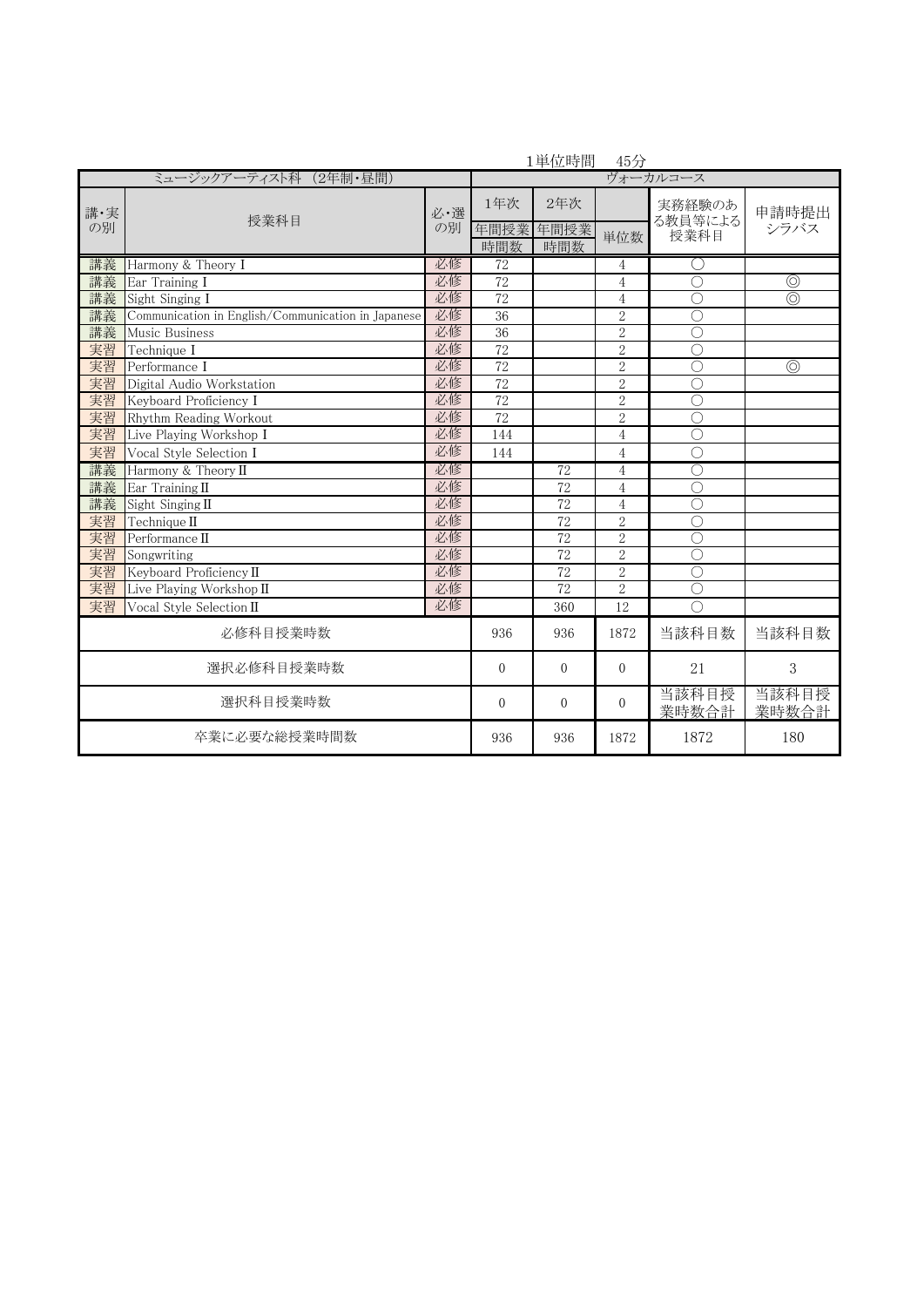1単位時間　45分

| ミュージックアーティスト科（2年制・昼間） | | | ヴォーカルコース | | | | |
|---|---|---|---|---|---|---|---|
| 講・実の別 | 授業科目 | 必・選の別 | 1年次 年間授業時間数 | 2年次 年間授業時間数 | 単位数 | 実務経験のある教員等による授業科目 | 申請時提出シラバス |
| 講義 | Harmony & Theory I | 必修 | 72 | | 4 | ○ | |
| 講義 | Ear Training I | 必修 | 72 | | 4 | ○ | ◎ |
| 講義 | Sight Singing I | 必修 | 72 | | 4 | ○ | ◎ |
| 講義 | Communication in English/Communication in Japanese | 必修 | 36 | | 2 | ○ | |
| 講義 | Music Business | 必修 | 36 | | 2 | ○ | |
| 実習 | Technique I | 必修 | 72 | | 2 | ○ | |
| 実習 | Performance I | 必修 | 72 | | 2 | ○ | ◎ |
| 実習 | Digital Audio Workstation | 必修 | 72 | | 2 | ○ | |
| 実習 | Keyboard Proficiency I | 必修 | 72 | | 2 | ○ | |
| 実習 | Rhythm Reading Workout | 必修 | 72 | | 2 | ○ | |
| 実習 | Live Playing Workshop I | 必修 | 144 | | 4 | ○ | |
| 実習 | Vocal Style Selection I | 必修 | 144 | | 4 | ○ | |
| 講義 | Harmony & Theory II | 必修 | | 72 | 4 | ○ | |
| 講義 | Ear Training II | 必修 | | 72 | 4 | ○ | |
| 講義 | Sight Singing II | 必修 | | 72 | 4 | ○ | |
| 実習 | Technique II | 必修 | | 72 | 2 | ○ | |
| 実習 | Performance II | 必修 | | 72 | 2 | ○ | |
| 実習 | Songwriting | 必修 | | 72 | 2 | ○ | |
| 実習 | Keyboard Proficiency II | 必修 | | 72 | 2 | ○ | |
| 実習 | Live Playing Workshop II | 必修 | | 72 | 2 | ○ | |
| 実習 | Vocal Style Selection II | 必修 | | 360 | 12 | ○ | |
| 必修科目授業時数 | | | 936 | 936 | 1872 | 当該科目数 | 当該科目数 |
| 選択必修科目授業時数 | | | 0 | 0 | 0 | 21 | 3 |
| 選択科目授業時数 | | | 0 | 0 | 0 | 当該科目授業時数合計 | 当該科目授業時数合計 |
| 卒業に必要な総授業時間数 | | | 936 | 936 | 1872 | 1872 | 180 |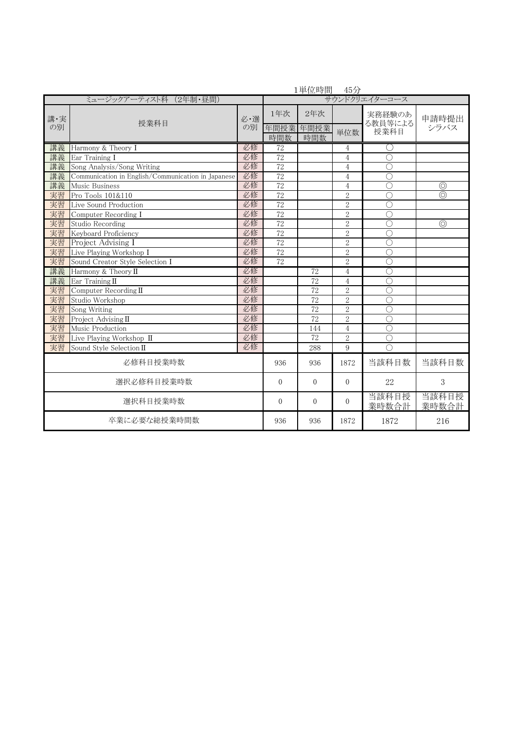1単位時間　45分

| ミュージックアーティスト科（2年制・昼間） | | | サウンドクリエイターコース | | | | |
|---|---|---|---|---|---|---|---|
| 講・実の別 | 授業科目 | 必・選の別 | 1年次 | 2年次 | 単位数 | 実務経験のある教員等による授業科目 | 申請時提出シラバス |
| | | | 年間授業時間数 | 年間授業時間数 | | | |
| 講義 | Harmony & Theory I | 必修 | 72 | | 4 | ○ | |
| 講義 | Ear Training I | 必修 | 72 | | 4 | ○ | |
| 講義 | Song Analysis/Song Writing | 必修 | 72 | | 4 | ○ | |
| 講義 | Communication in English/Communication in Japanese | 必修 | 72 | | 4 | ○ | |
| 講義 | Music Business | 必修 | 72 | | 4 | ○ | ◎ |
| 実習 | Pro Tools 101&110 | 必修 | 72 | | 2 | ○ | ◎ |
| 実習 | Live Sound Production | 必修 | 72 | | 2 | ○ | |
| 実習 | Computer Recording I | 必修 | 72 | | 2 | ○ | |
| 実習 | Studio Recording | 必修 | 72 | | 2 | ○ | ◎ |
| 実習 | Keyboard Proficiency | 必修 | 72 | | 2 | ○ | |
| 実習 | Project Advising I | 必修 | 72 | | 2 | ○ | |
| 実習 | Live Playing Workshop I | 必修 | 72 | | 2 | ○ | |
| 実習 | Sound Creator Style Selection I | 必修 | 72 | | 2 | ○ | |
| 講義 | Harmony & Theory II | 必修 | | 72 | 4 | ○ | |
| 講義 | Ear Training II | 必修 | | 72 | 4 | ○ | |
| 実習 | Computer Recording II | 必修 | | 72 | 2 | ○ | |
| 実習 | Studio Workshop | 必修 | | 72 | 2 | ○ | |
| 実習 | Song Writing | 必修 | | 72 | 2 | ○ | |
| 実習 | Project Advising II | 必修 | | 72 | 2 | ○ | |
| 実習 | Music Production | 必修 | | 144 | 4 | ○ | |
| 実習 | Live Playing Workshop II | 必修 | | 72 | 2 | ○ | |
| 実習 | Sound Style Selection II | 必修 | | 288 | 9 | ○ | |
| 必修科目授業時数 | | | 936 | 936 | 1872 | 当該科目数 | 当該科目数 |
| 選択必修科目授業時数 | | | 0 | 0 | 0 | 22 | 3 |
| 選択科目授業時数 | | | 0 | 0 | 0 | 当該科目授業時数合計 | 当該科目授業時数合計 |
| 卒業に必要な総授業時間数 | | | 936 | 936 | 1872 | 1872 | 216 |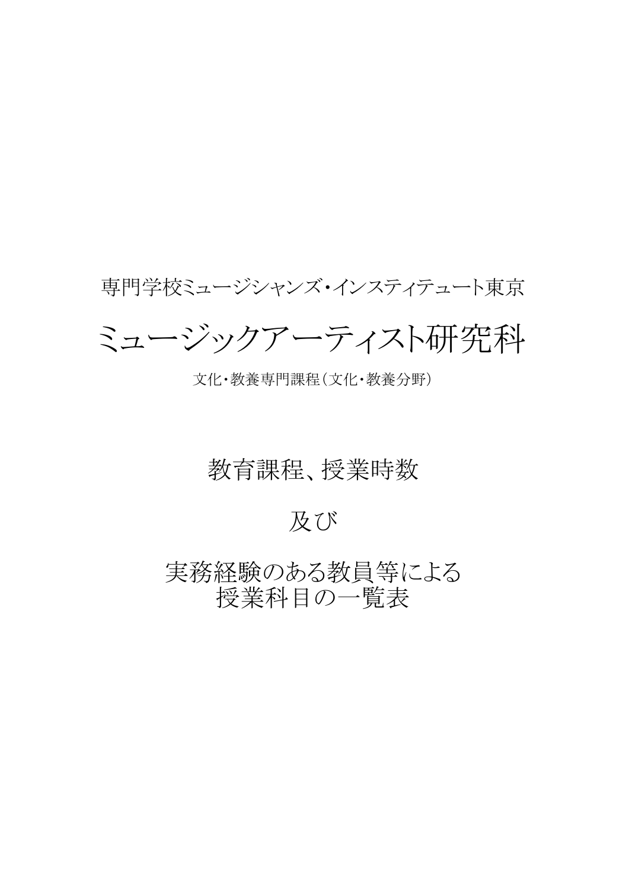専門学校ミュージシャンズ・インスティテュート東京

# ミュージックアーティスト研究科

文化・教養専門課程（文化・教養分野）

## 教育課程、授業時数

## 及び

## 実務経験のある教員等による
## 授業科目の一覧表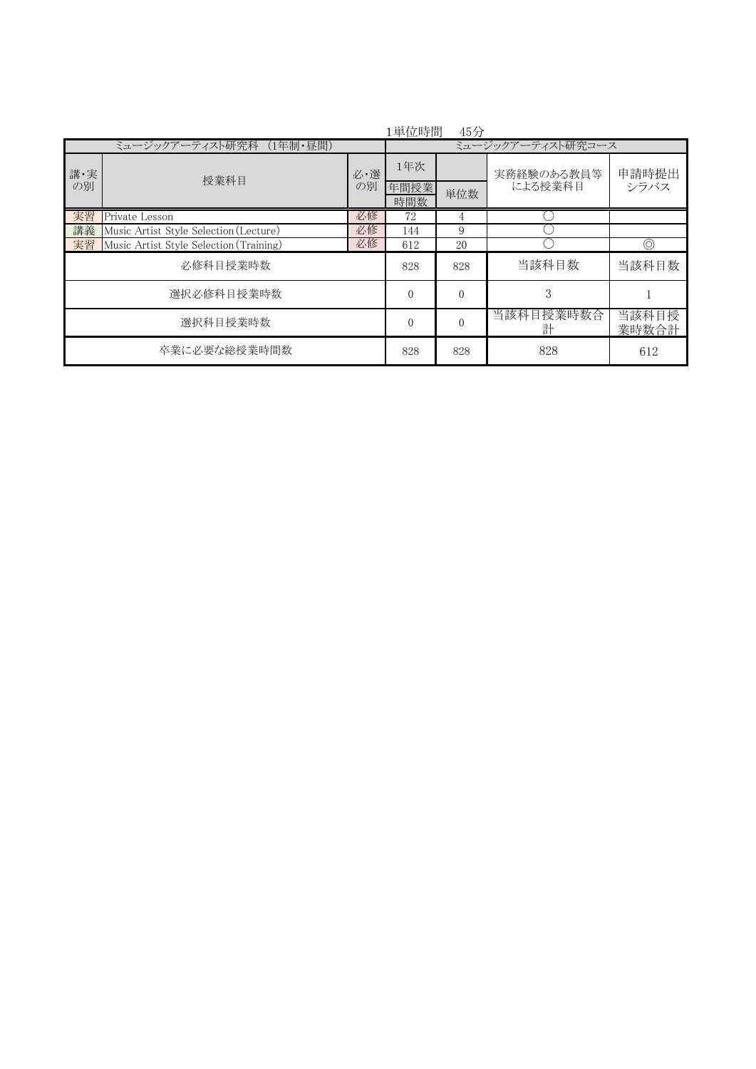1単位時間　45分

| ミュージックアーティスト研究科 (1年制・昼間) | | | ミュージックアーティスト研究コース | | | |
|---|---|---|---|---|---|---|
| 講・実の別 | 授業科目 | 必・選の別 | 1年次 年間授業時間数 | 単位数 | 実務経験のある教員等による授業科目 | 申請時提出シラバス |
| 実習 | Private Lesson | 必修 | 72 | 4 | 〇 | |
| 講義 | Music Artist Style Selection(Lecture) | 必修 | 144 | 9 | 〇 | |
| 実習 | Music Artist Style Selection(Training) | 必修 | 612 | 20 | 〇 | ◎ |
| 必修科目授業時数 | | | 828 | 828 | 当該科目数 | 当該科目数 |
| 選択必修科目授業時数 | | | 0 | 0 | 3 | 1 |
| 選択科目授業時数 | | | 0 | 0 | 当該科目授業時数合計 | 当該科目授業時数合計 |
| 卒業に必要な総授業時間数 | | | 828 | 828 | 828 | 612 |